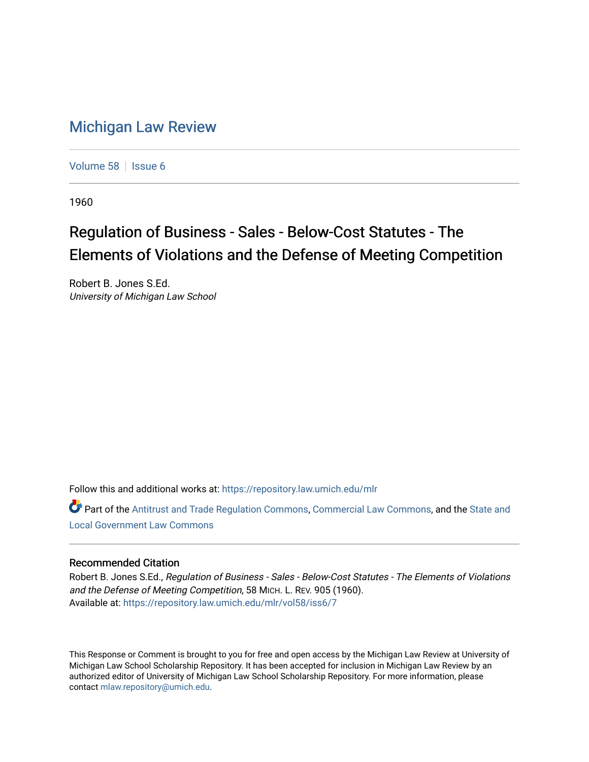# Michigan Law Review

Volume 58 | Issue 6

1960

## Regulation of Business - Sales - Below-Cost Statutes - The Elements of Violations and the Defense of Meeting Competition

Robert B. Jones S.Ed.
*University of Michigan Law School*

Follow this and additional works at: https://repository.law.umich.edu/mlr

Part of the Antitrust and Trade Regulation Commons, Commercial Law Commons, and the State and Local Government Law Commons

### Recommended Citation

Robert B. Jones S.Ed., *Regulation of Business - Sales - Below-Cost Statutes - The Elements of Violations and the Defense of Meeting Competition*, 58 MICH. L. REV. 905 (1960).
Available at: https://repository.law.umich.edu/mlr/vol58/iss6/7

This Response or Comment is brought to you for free and open access by the Michigan Law Review at University of Michigan Law School Scholarship Repository. It has been accepted for inclusion in Michigan Law Review by an authorized editor of University of Michigan Law School Scholarship Repository. For more information, please contact mlaw.repository@umich.edu.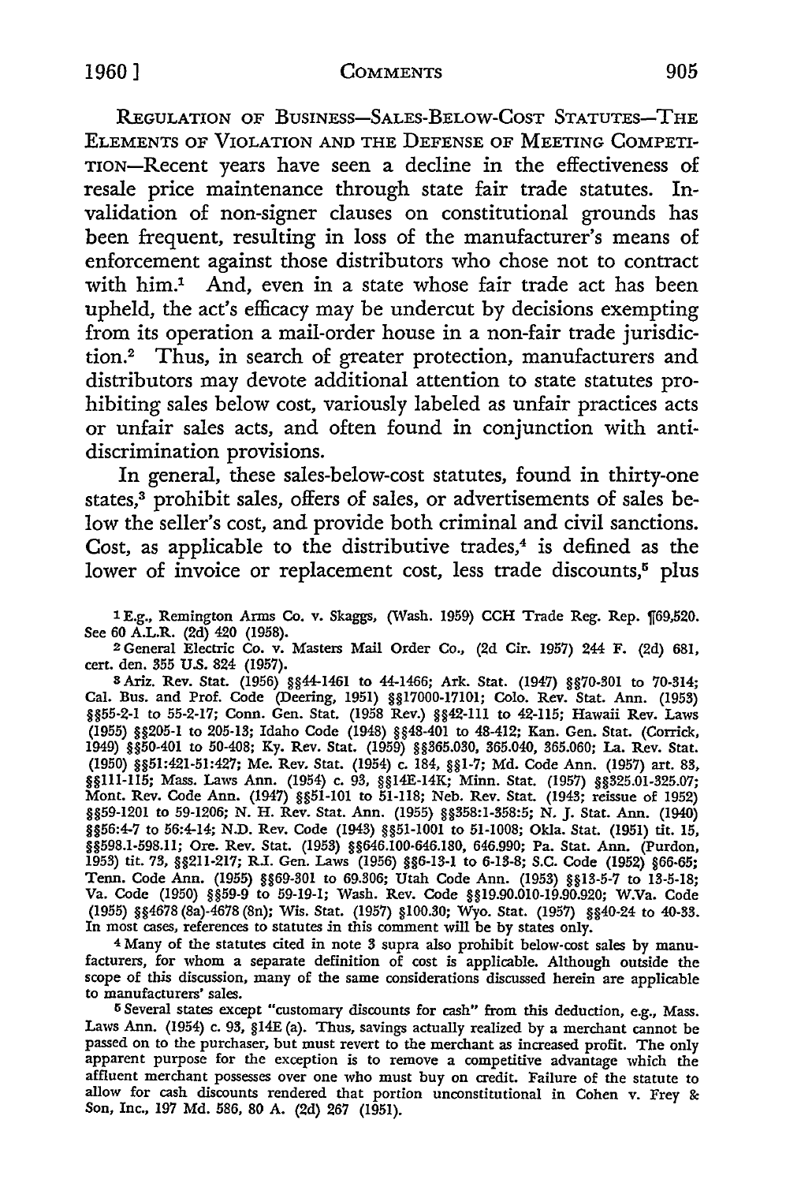REGULATION OF BUSINESS—SALES-BELOW-COST STATUTES—THE ELEMENTS OF VIOLATION AND THE DEFENSE OF MEETING COMPETITION—Recent years have seen a decline in the effectiveness of resale price maintenance through state fair trade statutes. Invalidation of non-signer clauses on constitutional grounds has been frequent, resulting in loss of the manufacturer's means of enforcement against those distributors who chose not to contract with him.[1] And, even in a state whose fair trade act has been upheld, the act's efficacy may be undercut by decisions exempting from its operation a mail-order house in a non-fair trade jurisdiction.[2] Thus, in search of greater protection, manufacturers and distributors may devote additional attention to state statutes prohibiting sales below cost, variously labeled as unfair practices acts or unfair sales acts, and often found in conjunction with anti-discrimination provisions.

In general, these sales-below-cost statutes, found in thirty-one states,[3] prohibit sales, offers of sales, or advertisements of sales below the seller's cost, and provide both criminal and civil sanctions. Cost, as applicable to the distributive trades,[4] is defined as the lower of invoice or replacement cost, less trade discounts,[5] plus

---

[1] E.g., Remington Arms Co. v. Skaggs, (Wash. 1959) CCH Trade Reg. Rep. ¶69,520. See 60 A.L.R. (2d) 420 (1958).

[2] General Electric Co. v. Masters Mail Order Co., (2d Cir. 1957) 244 F. (2d) 681, cert. den. 355 U.S. 824 (1957).

[3] Ariz. Rev. Stat. (1956) §§44-1461 to 44-1466; Ark. Stat. (1947) §§70-301 to 70-314; Cal. Bus. and Prof. Code (Deering, 1951) §§17000-17101; Colo. Rev. Stat. Ann. (1953) §§55-2-1 to 55-2-17; Conn. Gen. Stat. (1958 Rev.) §§42-111 to 42-115; Hawaii Rev. Laws (1955) §§205-1 to 205-13; Idaho Code (1948) §§48-401 to 48-412; Kan. Gen. Stat. (Corrick, 1949) §§50-401 to 50-408; Ky. Rev. Stat. (1959) §§365.030, 365.040, 365.060; La. Rev. Stat. (1950) §§51:421-51:427; Me. Rev. Stat. (1954) c. 184, §§1-7; Md. Code Ann. (1957) art. 83, §§111-115; Mass. Laws Ann. (1954) c. 93, §§14E-14K; Minn. Stat. (1957) §§325.01-325.07; Mont. Rev. Code Ann. (1947) §§51-101 to 51-118; Neb. Rev. Stat. (1943; reissue of 1952) §§59-1201 to 59-1206; N. H. Rev. Stat. Ann. (1955) §§358:1-358:5; N. J. Stat. Ann. (1940) §§56:4-7 to 56:4-14; N.D. Rev. Code (1943) §§51-1001 to 51-1008; Okla. Stat. (1951) tit. 15, §§598.1-598.11; Ore. Rev. Stat. (1953) §§646.100-646.180, 646.990; Pa. Stat. Ann. (Purdon, 1953) tit. 73, §§211-217; R.I. Gen. Laws (1956) §§6-13-1 to 6-13-8; S.C. Code (1952) §66-65; Tenn. Code Ann. (1955) §§69-301 to 69.306; Utah Code Ann. (1953) §§13-5-7 to 13-5-18; Va. Code (1950) §§59-9 to 59-19-1; Wash. Rev. Code §§19.90.010-19.90.920; W.Va. Code (1955) §§4678 (8a)-4678 (8n); Wis. Stat. (1957) §100.30; Wyo. Stat. (1957) §§40-24 to 40-33. In most cases, references to statutes in this comment will be by states only.

[4] Many of the statutes cited in note 3 supra also prohibit below-cost sales by manufacturers, for whom a separate definition of cost is applicable. Although outside the scope of this discussion, many of the same considerations discussed herein are applicable to manufacturers' sales.

[5] Several states except "customary discounts for cash" from this deduction, e.g., Mass. Laws Ann. (1954) c. 93, §14E (a). Thus, savings actually realized by a merchant cannot be passed on to the purchaser, but must revert to the merchant as increased profit. The only apparent purpose for the exception is to remove a competitive advantage which the affluent merchant possesses over one who must buy on credit. Failure of the statute to allow for cash discounts rendered that portion unconstitutional in Cohen v. Frey & Son, Inc., 197 Md. 586, 80 A. (2d) 267 (1951).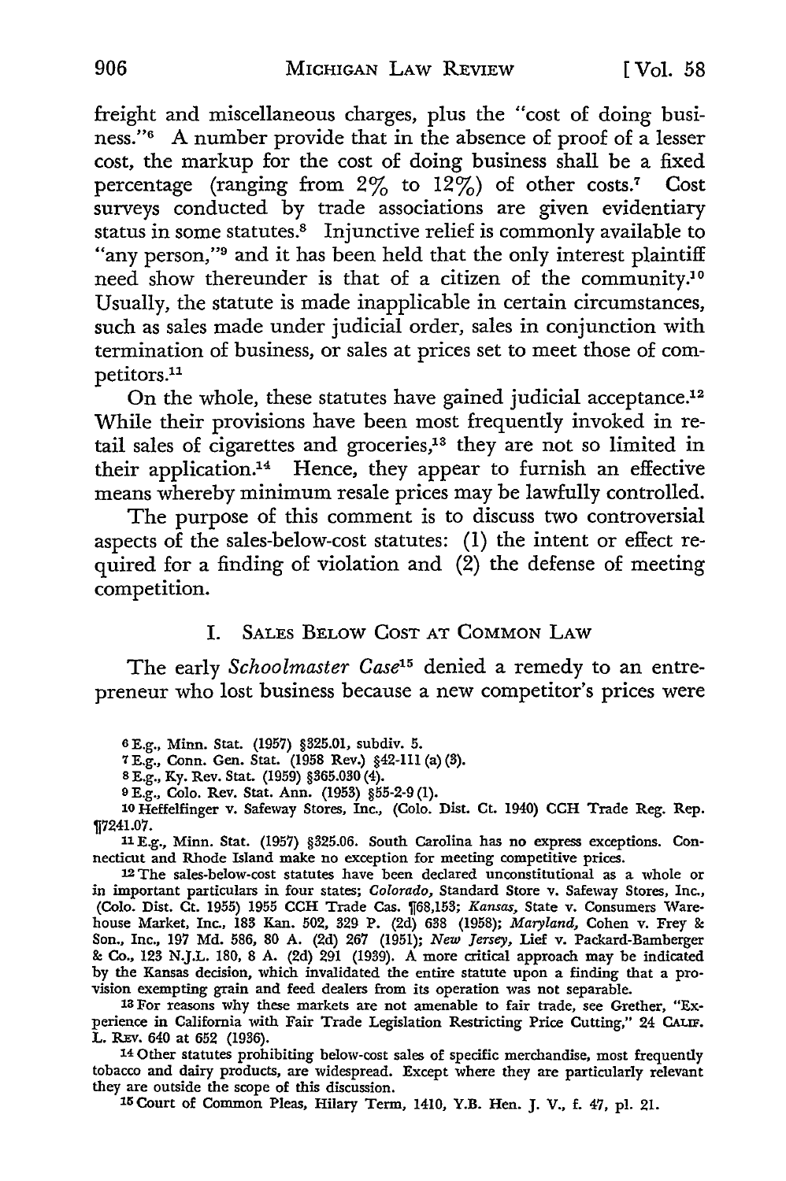freight and miscellaneous charges, plus the "cost of doing business."[6] A number provide that in the absence of proof of a lesser cost, the markup for the cost of doing business shall be a fixed percentage (ranging from 2% to 12%) of other costs.[7] Cost surveys conducted by trade associations are given evidentiary status in some statutes.[8] Injunctive relief is commonly available to "any person,"[9] and it has been held that the only interest plaintiff need show thereunder is that of a citizen of the community.[10] Usually, the statute is made inapplicable in certain circumstances, such as sales made under judicial order, sales in conjunction with termination of business, or sales at prices set to meet those of competitors.[11]

On the whole, these statutes have gained judicial acceptance.[12] While their provisions have been most frequently invoked in retail sales of cigarettes and groceries,[13] they are not so limited in their application.[14] Hence, they appear to furnish an effective means whereby minimum resale prices may be lawfully controlled.

The purpose of this comment is to discuss two controversial aspects of the sales-below-cost statutes: (1) the intent or effect required for a finding of violation and (2) the defense of meeting competition.

## I. SALES BELOW COST AT COMMON LAW

The early *Schoolmaster Case*[15] denied a remedy to an entrepreneur who lost business because a new competitor's prices were

---

[6] E.g., Minn. Stat. (1957) §325.01, subdiv. 5.

[7] E.g., Conn. Gen. Stat. (1958 Rev.) §42-111 (a) (3).

[8] E.g., Ky. Rev. Stat. (1959) §365.030 (4).

[9] E.g., Colo. Rev. Stat. Ann. (1953) §55-2-9 (1).

[10] Heffelfinger v. Safeway Stores, Inc., (Colo. Dist. Ct. 1940) CCH Trade Reg. Rep. ¶7241.07.

[11] E.g., Minn. Stat. (1957) §325.06. South Carolina has no express exceptions. Connecticut and Rhode Island make no exception for meeting competitive prices.

[12] The sales-below-cost statutes have been declared unconstitutional as a whole or in important particulars in four states; *Colorado*, Standard Store v. Safeway Stores, Inc., (Colo. Dist. Ct. 1955) 1955 CCH Trade Cas. ¶68,153; *Kansas*, State v. Consumers Warehouse Market, Inc., 183 Kan. 502, 329 P. (2d) 638 (1958); *Maryland*, Cohen v. Frey & Son., Inc., 197 Md. 586, 80 A. (2d) 267 (1951); *New Jersey*, Lief v. Packard-Bamberger & Co., 123 N.J.L. 180, 8 A. (2d) 291 (1939). A more critical approach may be indicated by the Kansas decision, which invalidated the entire statute upon a finding that a provision exempting grain and feed dealers from its operation was not separable.

[13] For reasons why these markets are not amenable to fair trade, see Grether, "Experience in California with Fair Trade Legislation Restricting Price Cutting," 24 CALIF. L. REV. 640 at 652 (1936).

[14] Other statutes prohibiting below-cost sales of specific merchandise, most frequently tobacco and dairy products, are widespread. Except where they are particularly relevant they are outside the scope of this discussion.

[15] Court of Common Pleas, Hilary Term, 1410, Y.B. Hen. J. V., f. 47, pl. 21.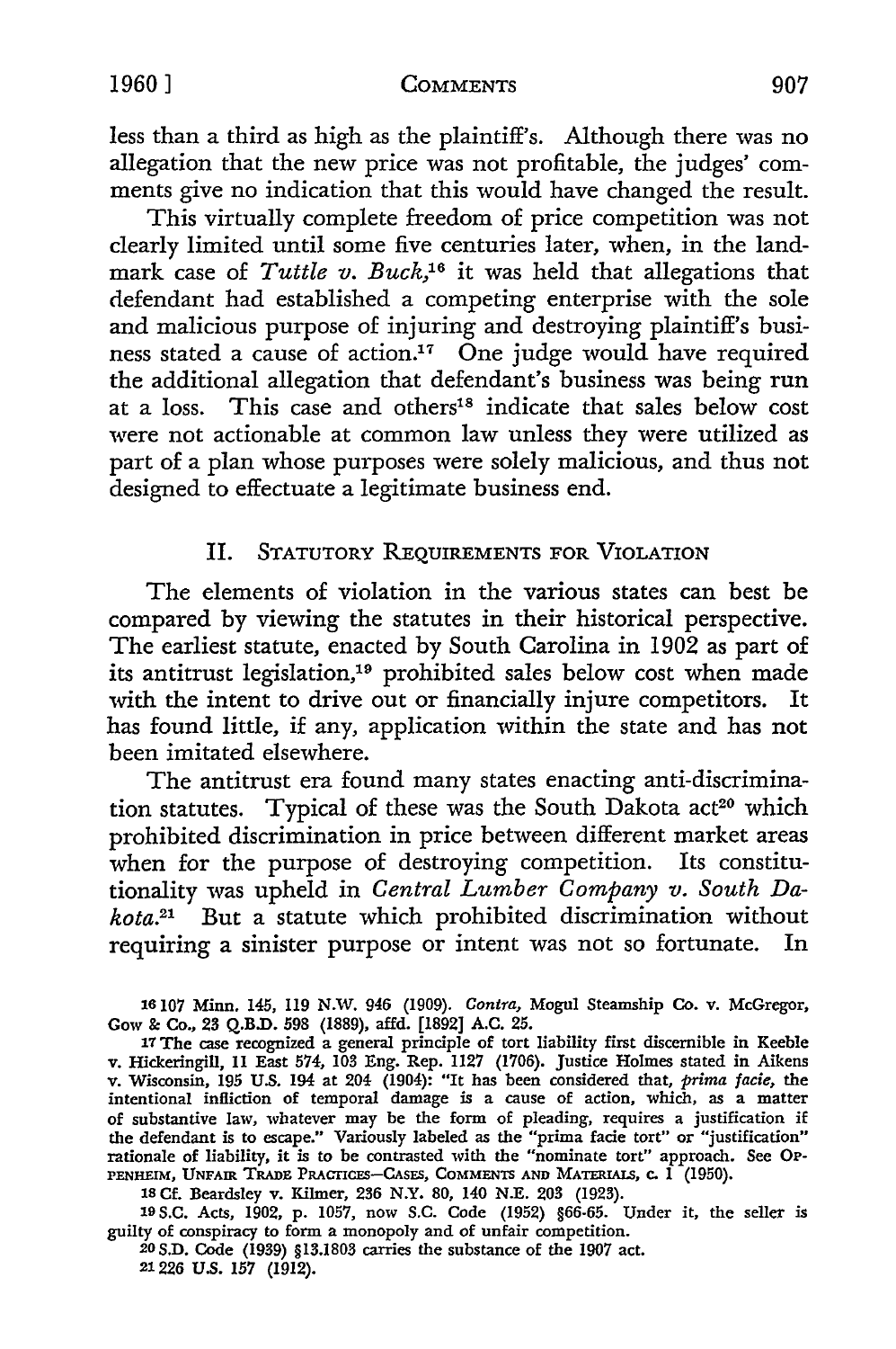less than a third as high as the plaintiff's. Although there was no allegation that the new price was not profitable, the judges' comments give no indication that this would have changed the result.

This virtually complete freedom of price competition was not clearly limited until some five centuries later, when, in the landmark case of *Tuttle v. Buck*,[16] it was held that allegations that defendant had established a competing enterprise with the sole and malicious purpose of injuring and destroying plaintiff's business stated a cause of action.[17] One judge would have required the additional allegation that defendant's business was being run at a loss. This case and others[18] indicate that sales below cost were not actionable at common law unless they were utilized as part of a plan whose purposes were solely malicious, and thus not designed to effectuate a legitimate business end.

## II. STATUTORY REQUIREMENTS FOR VIOLATION

The elements of violation in the various states can best be compared by viewing the statutes in their historical perspective. The earliest statute, enacted by South Carolina in 1902 as part of its antitrust legislation,[19] prohibited sales below cost when made with the intent to drive out or financially injure competitors. It has found little, if any, application within the state and has not been imitated elsewhere.

The antitrust era found many states enacting anti-discrimination statutes. Typical of these was the South Dakota act[20] which prohibited discrimination in price between different market areas when for the purpose of destroying competition. Its constitutionality was upheld in *Central Lumber Company v. South Dakota*.[21] But a statute which prohibited discrimination without requiring a sinister purpose or intent was not so fortunate. In

---

[16] 107 Minn. 145, 119 N.W. 946 (1909). *Contra*, Mogul Steamship Co. v. McGregor, Gow & Co., 23 Q.B.D. 598 (1889), affd. [1892] A.C. 25.

[17] The case recognized a general principle of tort liability first discernible in Keeble v. Hickeringill, 11 East 574, 103 Eng. Rep. 1127 (1706). Justice Holmes stated in Aikens v. Wisconsin, 195 U.S. 194 at 204 (1904): "It has been considered that, *prima facie*, the intentional infliction of temporal damage is a cause of action, which, as a matter of substantive law, whatever may be the form of pleading, requires a justification if the defendant is to escape." Variously labeled as the "prima facie tort" or "justification" rationale of liability, it is to be contrasted with the "nominate tort" approach. See OPPENHEIM, UNFAIR TRADE PRACTICES—CASES, COMMENTS AND MATERIALS, c. 1 (1950).

[18] Cf. Beardsley v. Kilmer, 236 N.Y. 80, 140 N.E. 203 (1923).

[19] S.C. Acts, 1902, p. 1057, now S.C. Code (1952) §66-65. Under it, the seller is guilty of conspiracy to form a monopoly and of unfair competition.

[20] S.D. Code (1939) §13.1803 carries the substance of the 1907 act.

[21] 226 U.S. 157 (1912).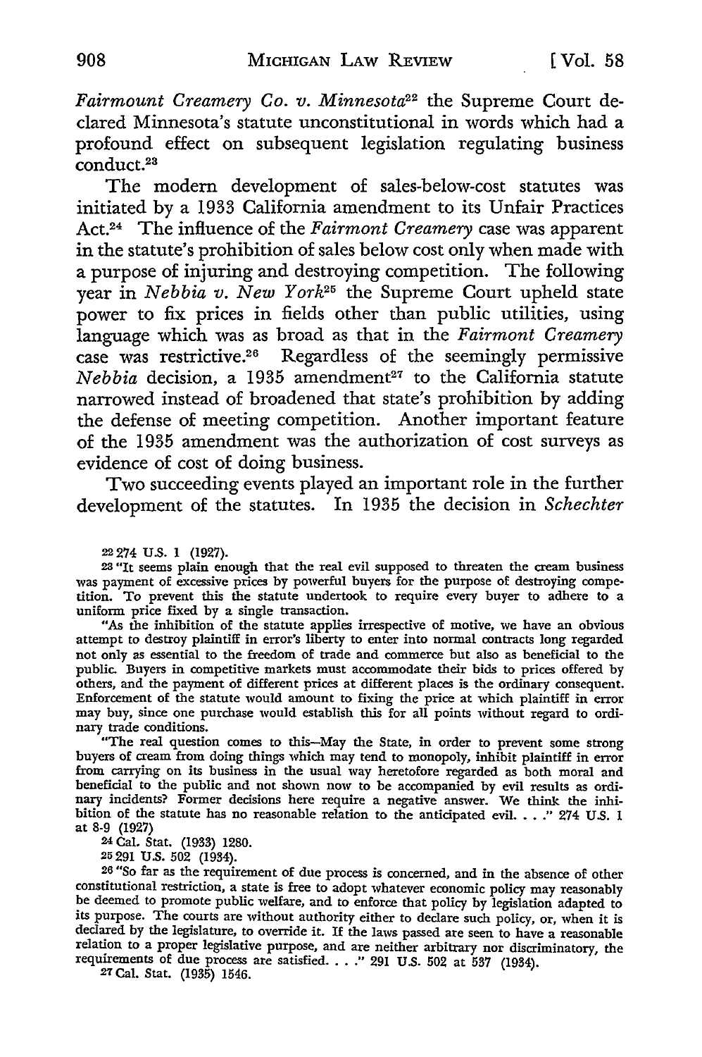*Fairmount Creamery Co. v. Minnesota*[22] the Supreme Court declared Minnesota's statute unconstitutional in words which had a profound effect on subsequent legislation regulating business conduct.[23]

The modern development of sales-below-cost statutes was initiated by a 1933 California amendment to its Unfair Practices Act.[24] The influence of the *Fairmont Creamery* case was apparent in the statute's prohibition of sales below cost only when made with a purpose of injuring and destroying competition. The following year in *Nebbia v. New York*[25] the Supreme Court upheld state power to fix prices in fields other than public utilities, using language which was as broad as that in the *Fairmont Creamery* case was restrictive.[26] Regardless of the seemingly permissive *Nebbia* decision, a 1935 amendment[27] to the California statute narrowed instead of broadened that state's prohibition by adding the defense of meeting competition. Another important feature of the 1935 amendment was the authorization of cost surveys as evidence of cost of doing business.

Two succeeding events played an important role in the further development of the statutes. In 1935 the decision in *Schechter*

---

[22] 274 U.S. 1 (1927).

[23] "It seems plain enough that the real evil supposed to threaten the cream business was payment of excessive prices by powerful buyers for the purpose of destroying competition. To prevent this the statute undertook to require every buyer to adhere to a uniform price fixed by a single transaction.

"As the inhibition of the statute applies irrespective of motive, we have an obvious attempt to destroy plaintiff in error's liberty to enter into normal contracts long regarded not only as essential to the freedom of trade and commerce but also as beneficial to the public. Buyers in competitive markets must accommodate their bids to prices offered by others, and the payment of different prices at different places is the ordinary consequent. Enforcement of the statute would amount to fixing the price at which plaintiff in error may buy, since one purchase would establish this for all points without regard to ordinary trade conditions.

"The real question comes to this—May the State, in order to prevent some strong buyers of cream from doing things which may tend to monopoly, inhibit plaintiff in error from carrying on its business in the usual way heretofore regarded as both moral and beneficial to the public and not shown now to be accompanied by evil results as ordinary incidents? Former decisions here require a negative answer. We think the inhibition of the statute has no reasonable relation to the anticipated evil. . . ." 274 U.S. 1 at 8-9 (1927)

[24] Cal. Stat. (1933) 1280.

[25] 291 U.S. 502 (1934).

[26] "So far as the requirement of due process is concerned, and in the absence of other constitutional restriction, a state is free to adopt whatever economic policy may reasonably be deemed to promote public welfare, and to enforce that policy by legislation adapted to its purpose. The courts are without authority either to declare such policy, or, when it is declared by the legislature, to override it. If the laws passed are seen to have a reasonable relation to a proper legislative purpose, and are neither arbitrary nor discriminatory, the requirements of due process are satisfied. . . ." 291 U.S. 502 at 537 (1934).

[27] Cal. Stat. (1935) 1546.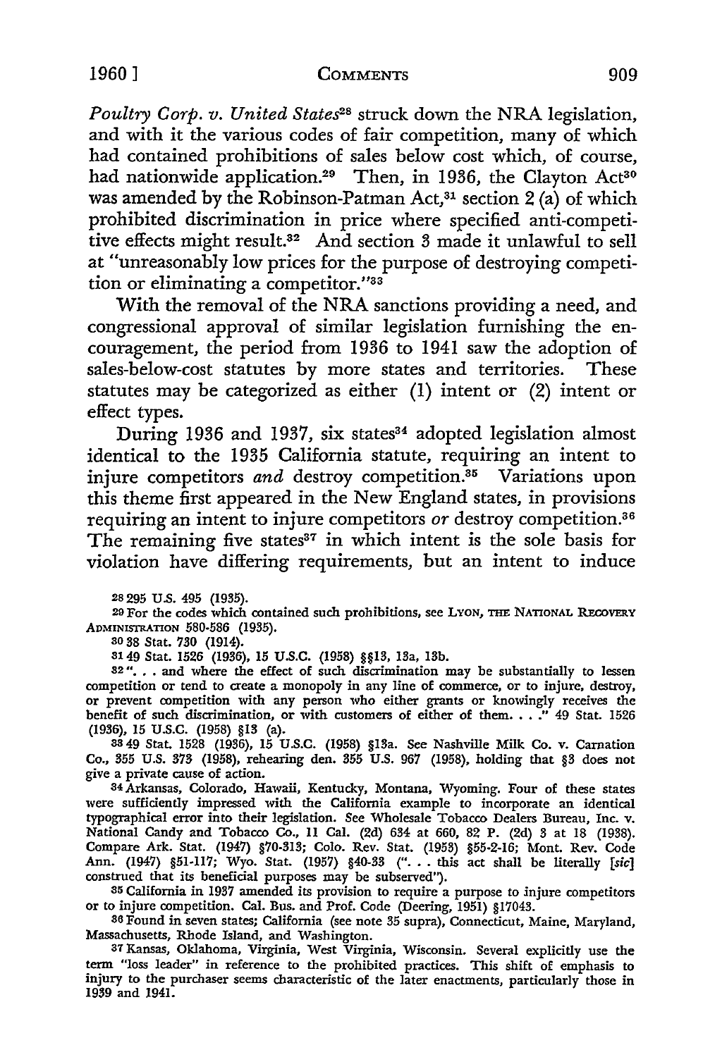*Poultry Corp. v. United States*[28] struck down the NRA legislation, and with it the various codes of fair competition, many of which had contained prohibitions of sales below cost which, of course, had nationwide application.[29] Then, in 1936, the Clayton Act[30] was amended by the Robinson-Patman Act,[31] section 2 (a) of which prohibited discrimination in price where specified anti-competitive effects might result.[32] And section 3 made it unlawful to sell at "unreasonably low prices for the purpose of destroying competition or eliminating a competitor."[33]

With the removal of the NRA sanctions providing a need, and congressional approval of similar legislation furnishing the encouragement, the period from 1936 to 1941 saw the adoption of sales-below-cost statutes by more states and territories. These statutes may be categorized as either (1) intent or (2) intent or effect types.

During 1936 and 1937, six states[34] adopted legislation almost identical to the 1935 California statute, requiring an intent to injure competitors *and* destroy competition.[35] Variations upon this theme first appeared in the New England states, in provisions requiring an intent to injure competitors *or* destroy competition.[36] The remaining five states[37] in which intent is the sole basis for violation have differing requirements, but an intent to induce

---

28 295 U.S. 495 (1935).

29 For the codes which contained such prohibitions, see LYON, THE NATIONAL RECOVERY ADMINISTRATION 580-586 (1935).

30 38 Stat. 730 (1914).

31 49 Stat. 1526 (1936), 15 U.S.C. (1958) §§13, 13a, 13b.

32 ". . . and where the effect of such discrimination may be substantially to lessen competition or tend to create a monopoly in any line of commerce, or to injure, destroy, or prevent competition with any person who either grants or knowingly receives the benefit of such discrimination, or with customers of either of them. . . ." 49 Stat. 1526 (1936), 15 U.S.C. (1958) §13 (a).

33 49 Stat. 1528 (1936), 15 U.S.C. (1958) §13a. See Nashville Milk Co. v. Carnation Co., 355 U.S. 373 (1958), rehearing den. 355 U.S. 967 (1958), holding that §3 does not give a private cause of action.

34 Arkansas, Colorado, Hawaii, Kentucky, Montana, Wyoming. Four of these states were sufficiently impressed with the California example to incorporate an identical typographical error into their legislation. See Wholesale Tobacco Dealers Bureau, Inc. v. National Candy and Tobacco Co., 11 Cal. (2d) 634 at 660, 82 P. (2d) 3 at 18 (1938). Compare Ark. Stat. (1947) §70-313; Colo. Rev. Stat. (1953) §55-2-16; Mont. Rev. Code Ann. (1947) §51-117; Wyo. Stat. (1957) §40-33 (". . . this act shall be literally [*sic*] construed that its beneficial purposes may be subserved").

35 California in 1937 amended its provision to require a purpose to injure competitors or to injure competition. Cal. Bus. and Prof. Code (Deering, 1951) §17043.

36 Found in seven states; California (see note 35 supra), Connecticut, Maine, Maryland, Massachusetts, Rhode Island, and Washington.

37 Kansas, Oklahoma, Virginia, West Virginia, Wisconsin. Several explicitly use the term "loss leader" in reference to the prohibited practices. This shift of emphasis to injury to the purchaser seems characteristic of the later enactments, particularly those in 1939 and 1941.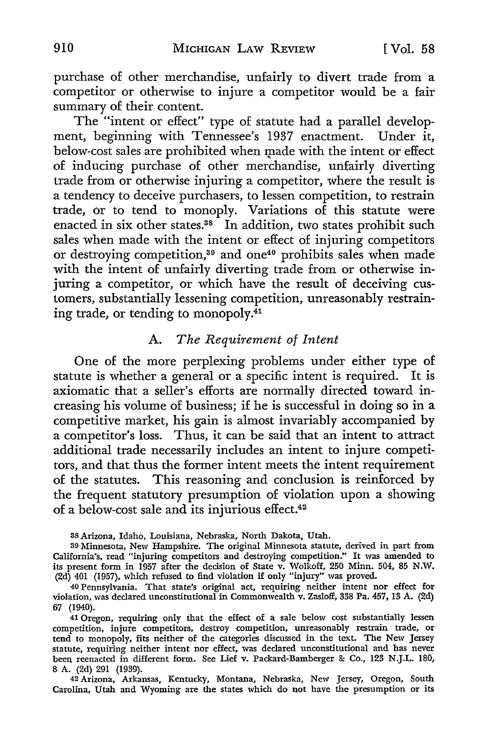purchase of other merchandise, unfairly to divert trade from a competitor or otherwise to injure a competitor would be a fair summary of their content.

The "intent or effect" type of statute had a parallel development, beginning with Tennessee's 1937 enactment. Under it, below-cost sales are prohibited when made with the intent or effect of inducing purchase of other merchandise, unfairly diverting trade from or otherwise injuring a competitor, where the result is a tendency to deceive purchasers, to lessen competition, to restrain trade, or to tend to monopoly. Variations of this statute were enacted in six other states.[38] In addition, two states prohibit such sales when made with the intent or effect of injuring competitors or destroying competition,[39] and one[40] prohibits sales when made with the intent of unfairly diverting trade from or otherwise injuring a competitor, or which have the result of deceiving customers, substantially lessening competition, unreasonably restraining trade, or tending to monopoly.[41]

### A. *The Requirement of Intent*

One of the more perplexing problems under either type of statute is whether a general or a specific intent is required. It is axiomatic that a seller's efforts are normally directed toward increasing his volume of business; if he is successful in doing so in a competitive market, his gain is almost invariably accompanied by a competitor's loss. Thus, it can be said that an intent to attract additional trade necessarily includes an intent to injure competitors, and that thus the former intent meets the intent requirement of the statutes. This reasoning and conclusion is reinforced by the frequent statutory presumption of violation upon a showing of a below-cost sale and its injurious effect.[42]

---

[38] Arizona, Idaho, Louisiana, Nebraska, North Dakota, Utah.

[39] Minnesota, New Hampshire. The original Minnesota statute, derived in part from California's, read "injuring competitors and destroying competition." It was amended to its present form in 1957 after the decision of State v. Wolkoff, 250 Minn. 504, 85 N.W. (2d) 401 (1957), which refused to find violation if only "injury" was proved.

[40] Pennsylvania. That state's original act, requiring neither intent nor effect for violation, was declared unconstitutional in Commonwealth v. Zasloff, 338 Pa. 457, 13 A. (2d) 67 (1940).

[41] Oregon, requiring only that the effect of a sale below cost substantially lessen competition, injure competitors, destroy competition, unreasonably restrain trade, or tend to monopoly, fits neither of the categories discussed in the text. The New Jersey statute, requiring neither intent nor effect, was declared unconstitutional and has never been reenacted in different form. See Lief v. Packard-Bamberger & Co., 123 N.J.L. 180, 8 A. (2d) 291 (1939).

[42] Arizona, Arkansas, Kentucky, Montana, Nebraska, New Jersey, Oregon, South Carolina, Utah and Wyoming are the states which do not have the presumption or its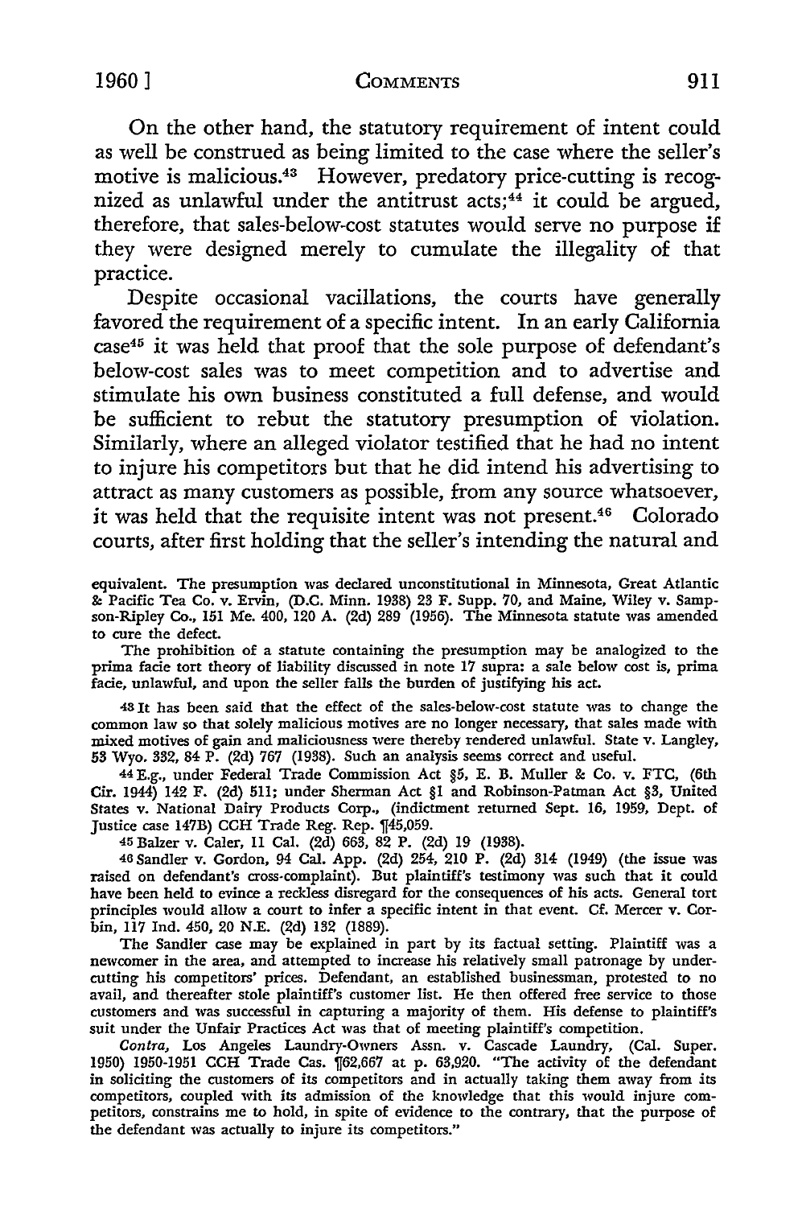On the other hand, the statutory requirement of intent could as well be construed as being limited to the case where the seller's motive is malicious.[43] However, predatory price-cutting is recognized as unlawful under the antitrust acts;[44] it could be argued, therefore, that sales-below-cost statutes would serve no purpose if they were designed merely to cumulate the illegality of that practice.

Despite occasional vacillations, the courts have generally favored the requirement of a specific intent. In an early California case[45] it was held that proof that the sole purpose of defendant's below-cost sales was to meet competition and to advertise and stimulate his own business constituted a full defense, and would be sufficient to rebut the statutory presumption of violation. Similarly, where an alleged violator testified that he had no intent to injure his competitors but that he did intend his advertising to attract as many customers as possible, from any source whatsoever, it was held that the requisite intent was not present.[46] Colorado courts, after first holding that the seller's intending the natural and

---

equivalent. The presumption was declared unconstitutional in Minnesota, Great Atlantic & Pacific Tea Co. v. Ervin, (D.C. Minn. 1938) 23 F. Supp. 70, and Maine, Wiley v. Sampson-Ripley Co., 151 Me. 400, 120 A. (2d) 289 (1956). The Minnesota statute was amended to cure the defect.

The prohibition of a statute containing the presumption may be analogized to the prima facie tort theory of liability discussed in note 17 supra: a sale below cost is, prima facie, unlawful, and upon the seller falls the burden of justifying his act.

[43] It has been said that the effect of the sales-below-cost statute was to change the common law so that solely malicious motives are no longer necessary, that sales made with mixed motives of gain and maliciousness were thereby rendered unlawful. State v. Langley, 53 Wyo. 332, 84 P. (2d) 767 (1938). Such an analysis seems correct and useful.

[44] E.g., under Federal Trade Commission Act §5, E. B. Muller & Co. v. FTC, (6th Cir. 1944) 142 F. (2d) 511; under Sherman Act §1 and Robinson-Patman Act §3, United States v. National Dairy Products Corp., (indictment returned Sept. 16, 1959, Dept. of Justice case 147B) CCH Trade Reg. Rep. ¶45,059.

[45] Balzer v. Caler, 11 Cal. (2d) 663, 82 P. (2d) 19 (1938).

[46] Sandler v. Gordon, 94 Cal. App. (2d) 254, 210 P. (2d) 314 (1949) (the issue was raised on defendant's cross-complaint). But plaintiff's testimony was such that it could have been held to evince a reckless disregard for the consequences of his acts. General tort principles would allow a court to infer a specific intent in that event. Cf. Mercer v. Corbin, 117 Ind. 450, 20 N.E. (2d) 132 (1889).

The Sandler case may be explained in part by its factual setting. Plaintiff was a newcomer in the area, and attempted to increase his relatively small patronage by undercutting his competitors' prices. Defendant, an established businessman, protested to no avail, and thereafter stole plaintiff's customer list. He then offered free service to those customers and was successful in capturing a majority of them. His defense to plaintiff's suit under the Unfair Practices Act was that of meeting plaintiff's competition.

*Contra*, Los Angeles Laundry-Owners Assn. v. Cascade Laundry, (Cal. Super. 1950) 1950-1951 CCH Trade Cas. ¶62,667 at p. 63,920. "The activity of the defendant in soliciting the customers of its competitors and in actually taking them away from its competitors, coupled with its admission of the knowledge that this would injure competitors, constrains me to hold, in spite of evidence to the contrary, that the purpose of the defendant was actually to injure its competitors."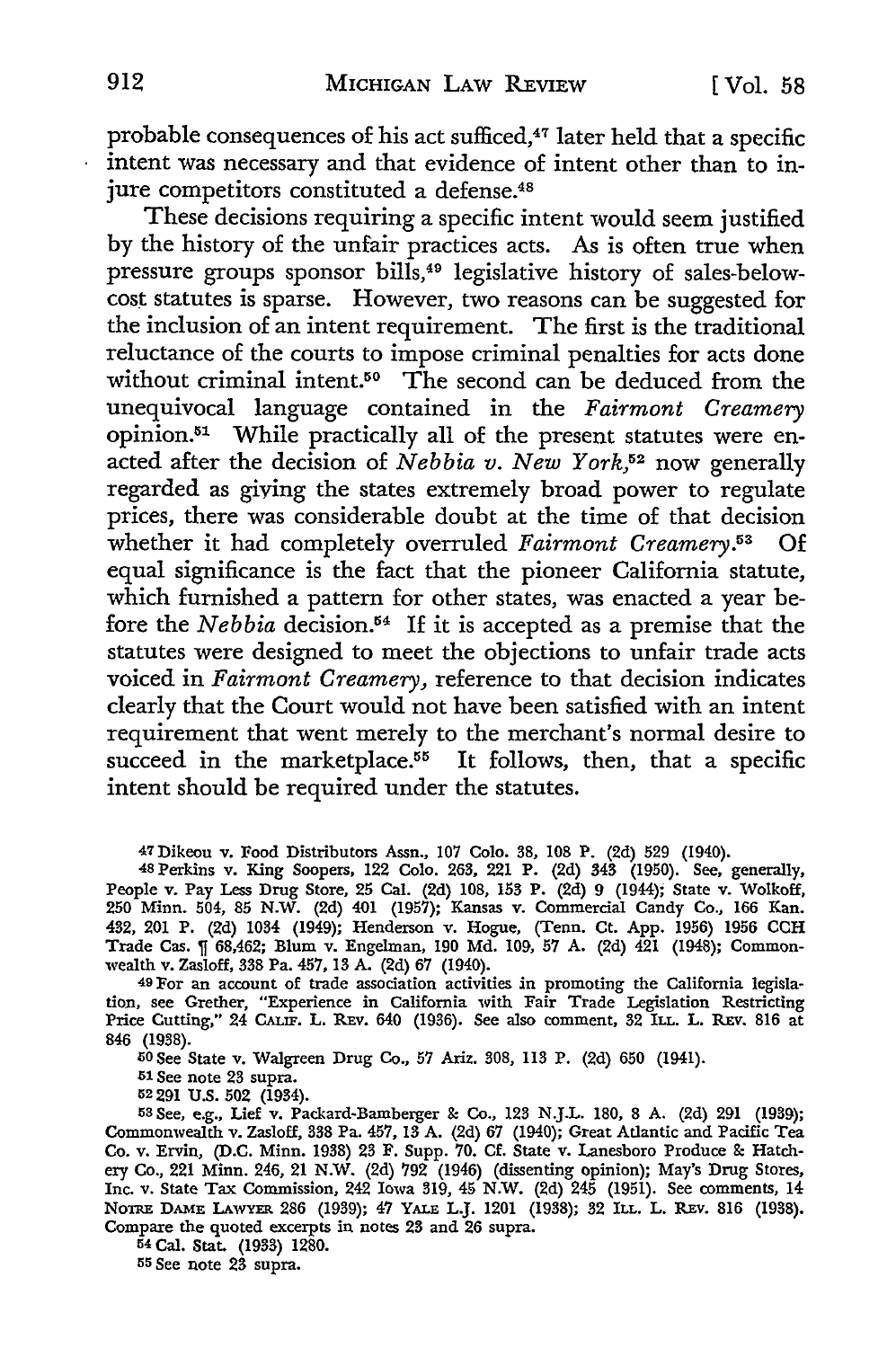probable consequences of his act sufficed,[47] later held that a specific intent was necessary and that evidence of intent other than to injure competitors constituted a defense.[48]

These decisions requiring a specific intent would seem justified by the history of the unfair practices acts. As is often true when pressure groups sponsor bills,[49] legislative history of sales-below-cost statutes is sparse. However, two reasons can be suggested for the inclusion of an intent requirement. The first is the traditional reluctance of the courts to impose criminal penalties for acts done without criminal intent.[50] The second can be deduced from the unequivocal language contained in the *Fairmont Creamery* opinion.[51] While practically all of the present statutes were enacted after the decision of *Nebbia v. New York*,[52] now generally regarded as giving the states extremely broad power to regulate prices, there was considerable doubt at the time of that decision whether it had completely overruled *Fairmont Creamery*.[53] Of equal significance is the fact that the pioneer California statute, which furnished a pattern for other states, was enacted a year before the *Nebbia* decision.[54] If it is accepted as a premise that the statutes were designed to meet the objections to unfair trade acts voiced in *Fairmont Creamery*, reference to that decision indicates clearly that the Court would not have been satisfied with an intent requirement that went merely to the merchant's normal desire to succeed in the marketplace.[55] It follows, then, that a specific intent should be required under the statutes.

---

47 Dikeou v. Food Distributors Assn., 107 Colo. 38, 108 P. (2d) 529 (1940).

48 Perkins v. King Soopers, 122 Colo. 263, 221 P. (2d) 343 (1950). See, generally, People v. Pay Less Drug Store, 25 Cal. (2d) 108, 153 P. (2d) 9 (1944); State v. Wolkoff, 250 Minn. 504, 85 N.W. (2d) 401 (1957); Kansas v. Commercial Candy Co., 166 Kan. 432, 201 P. (2d) 1034 (1949); Henderson v. Hogue, (Tenn. Ct. App. 1956) 1956 CCH Trade Cas. ¶ 68,462; Blum v. Engelman, 190 Md. 109, 57 A. (2d) 421 (1948); Commonwealth v. Zasloff, 338 Pa. 457, 13 A. (2d) 67 (1940).

49 For an account of trade association activities in promoting the California legislation, see Grether, "Experience in California with Fair Trade Legislation Restricting Price Cutting," 24 CALIF. L. REV. 640 (1936). See also comment, 32 ILL. L. REV. 816 at 846 (1938).

50 See State v. Walgreen Drug Co., 57 Ariz. 308, 113 P. (2d) 650 (1941).

51 See note 23 supra.

52 291 U.S. 502 (1934).

53 See, e.g., Lief v. Packard-Bamberger & Co., 123 N.J.L. 180, 8 A. (2d) 291 (1939); Commonwealth v. Zasloff, 338 Pa. 457, 13 A. (2d) 67 (1940); Great Atlantic and Pacific Tea Co. v. Ervin, (D.C. Minn. 1938) 23 F. Supp. 70. Cf. State v. Lanesboro Produce & Hatchery Co., 221 Minn. 246, 21 N.W. (2d) 792 (1946) (dissenting opinion); May's Drug Stores, Inc. v. State Tax Commission, 242 Iowa 319, 45 N.W. (2d) 245 (1951). See comments, 14 NOTRE DAME LAWYER 286 (1939); 47 YALE L.J. 1201 (1938); 32 ILL. L. REV. 816 (1938). Compare the quoted excerpts in notes 23 and 26 supra.

54 Cal. Stat. (1933) 1280.

55 See note 23 supra.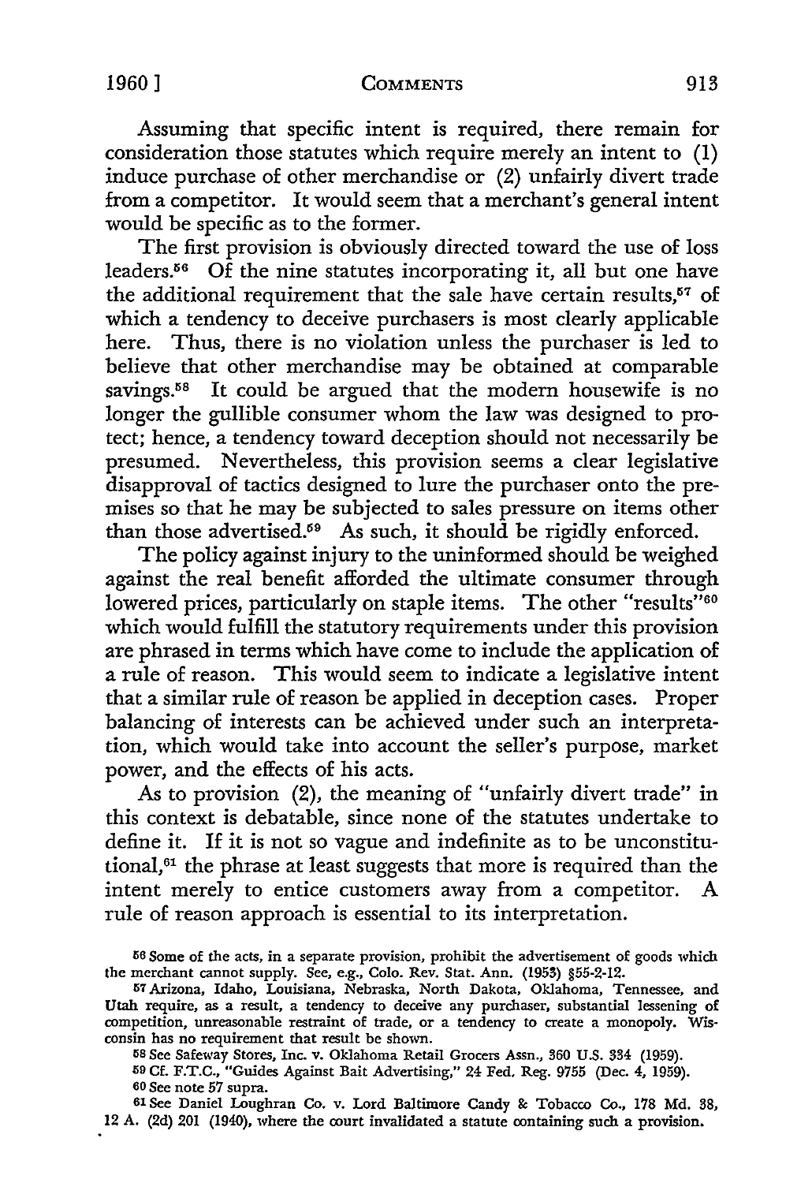Assuming that specific intent is required, there remain for consideration those statutes which require merely an intent to (1) induce purchase of other merchandise or (2) unfairly divert trade from a competitor. It would seem that a merchant's general intent would be specific as to the former.

The first provision is obviously directed toward the use of loss leaders.[56] Of the nine statutes incorporating it, all but one have the additional requirement that the sale have certain results,[57] of which a tendency to deceive purchasers is most clearly applicable here. Thus, there is no violation unless the purchaser is led to believe that other merchandise may be obtained at comparable savings.[58] It could be argued that the modern housewife is no longer the gullible consumer whom the law was designed to protect; hence, a tendency toward deception should not necessarily be presumed. Nevertheless, this provision seems a clear legislative disapproval of tactics designed to lure the purchaser onto the premises so that he may be subjected to sales pressure on items other than those advertised.[59] As such, it should be rigidly enforced.

The policy against injury to the uninformed should be weighed against the real benefit afforded the ultimate consumer through lowered prices, particularly on staple items. The other "results"[60] which would fulfill the statutory requirements under this provision are phrased in terms which have come to include the application of a rule of reason. This would seem to indicate a legislative intent that a similar rule of reason be applied in deception cases. Proper balancing of interests can be achieved under such an interpretation, which would take into account the seller's purpose, market power, and the effects of his acts.

As to provision (2), the meaning of "unfairly divert trade" in this context is debatable, since none of the statutes undertake to define it. If it is not so vague and indefinite as to be unconstitutional,[61] the phrase at least suggests that more is required than the intent merely to entice customers away from a competitor. A rule of reason approach is essential to its interpretation.

---

[56] Some of the acts, in a separate provision, prohibit the advertisement of goods which the merchant cannot supply. See, e.g., Colo. Rev. Stat. Ann. (1953) §55-2-12.

[57] Arizona, Idaho, Louisiana, Nebraska, North Dakota, Oklahoma, Tennessee, and Utah require, as a result, a tendency to deceive any purchaser, substantial lessening of competition, unreasonable restraint of trade, or a tendency to create a monopoly. Wisconsin has no requirement that result be shown.

[58] See Safeway Stores, Inc. v. Oklahoma Retail Grocers Assn., 360 U.S. 334 (1959).

[59] Cf. F.T.C., "Guides Against Bait Advertising," 24 Fed. Reg. 9755 (Dec. 4, 1959).

[60] See note 57 supra.

[61] See Daniel Loughran Co. v. Lord Baltimore Candy & Tobacco Co., 178 Md. 38, 12 A. (2d) 201 (1940), where the court invalidated a statute containing such a provision.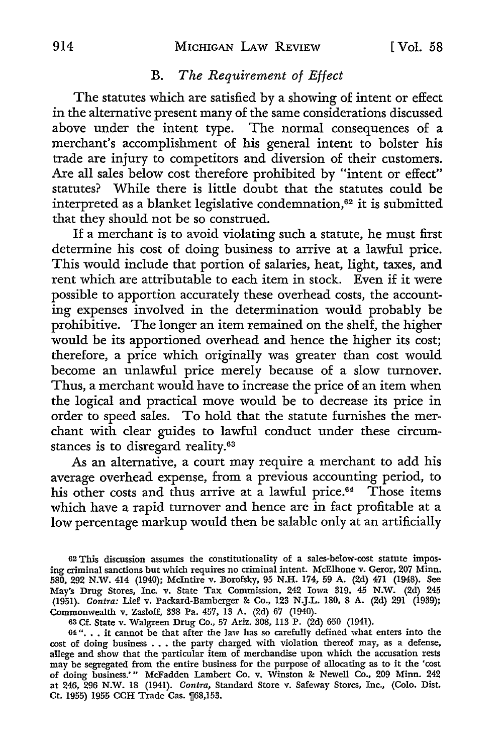### B. *The Requirement of Effect*

The statutes which are satisfied by a showing of intent or effect in the alternative present many of the same considerations discussed above under the intent type. The normal consequences of a merchant's accomplishment of his general intent to bolster his trade are injury to competitors and diversion of their customers. Are all sales below cost therefore prohibited by "intent or effect" statutes? While there is little doubt that the statutes could be interpreted as a blanket legislative condemnation,[62] it is submitted that they should not be so construed.

If a merchant is to avoid violating such a statute, he must first determine his cost of doing business to arrive at a lawful price. This would include that portion of salaries, heat, light, taxes, and rent which are attributable to each item in stock. Even if it were possible to apportion accurately these overhead costs, the accounting expenses involved in the determination would probably be prohibitive. The longer an item remained on the shelf, the higher would be its apportioned overhead and hence the higher its cost; therefore, a price which originally was greater than cost would become an unlawful price merely because of a slow turnover. Thus, a merchant would have to increase the price of an item when the logical and practical move would be to decrease its price in order to speed sales. To hold that the statute furnishes the merchant with clear guides to lawful conduct under these circumstances is to disregard reality.[63]

As an alternative, a court may require a merchant to add his average overhead expense, from a previous accounting period, to his other costs and thus arrive at a lawful price.[64] Those items which have a rapid turnover and hence are in fact profitable at a low percentage markup would then be salable only at an artificially

---

62 This discussion assumes the constitutionality of a sales-below-cost statute imposing criminal sanctions but which requires no criminal intent. McElhone v. Geror, 207 Minn. 580, 292 N.W. 414 (1940); McIntire v. Borofsky, 95 N.H. 174, 59 A. (2d) 471 (1948). See May's Drug Stores, Inc. v. State Tax Commission, 242 Iowa 319, 45 N.W. (2d) 245 (1951). *Contra:* Lief v. Packard-Bamberger & Co., 123 N.J.L. 180, 8 A. (2d) 291 (1939); Commonwealth v. Zasloff, 338 Pa. 457, 13 A. (2d) 67 (1940).

63 Cf. State v. Walgreen Drug Co., 57 Ariz. 308, 113 P. (2d) 650 (1941).

64 ". . . it cannot be that after the law has so carefully defined what enters into the cost of doing business . . . the party charged with violation thereof may, as a defense, allege and show that the particular item of merchandise upon which the accusation rests may be segregated from the entire business for the purpose of allocating as to it the 'cost of doing business.'" McFadden Lambert Co. v. Winston & Newell Co., 209 Minn. 242 at 246, 296 N.W. 18 (1941). *Contra,* Standard Store v. Safeway Stores, Inc., (Colo. Dist. Ct. 1955) 1955 CCH Trade Cas. ¶68,153.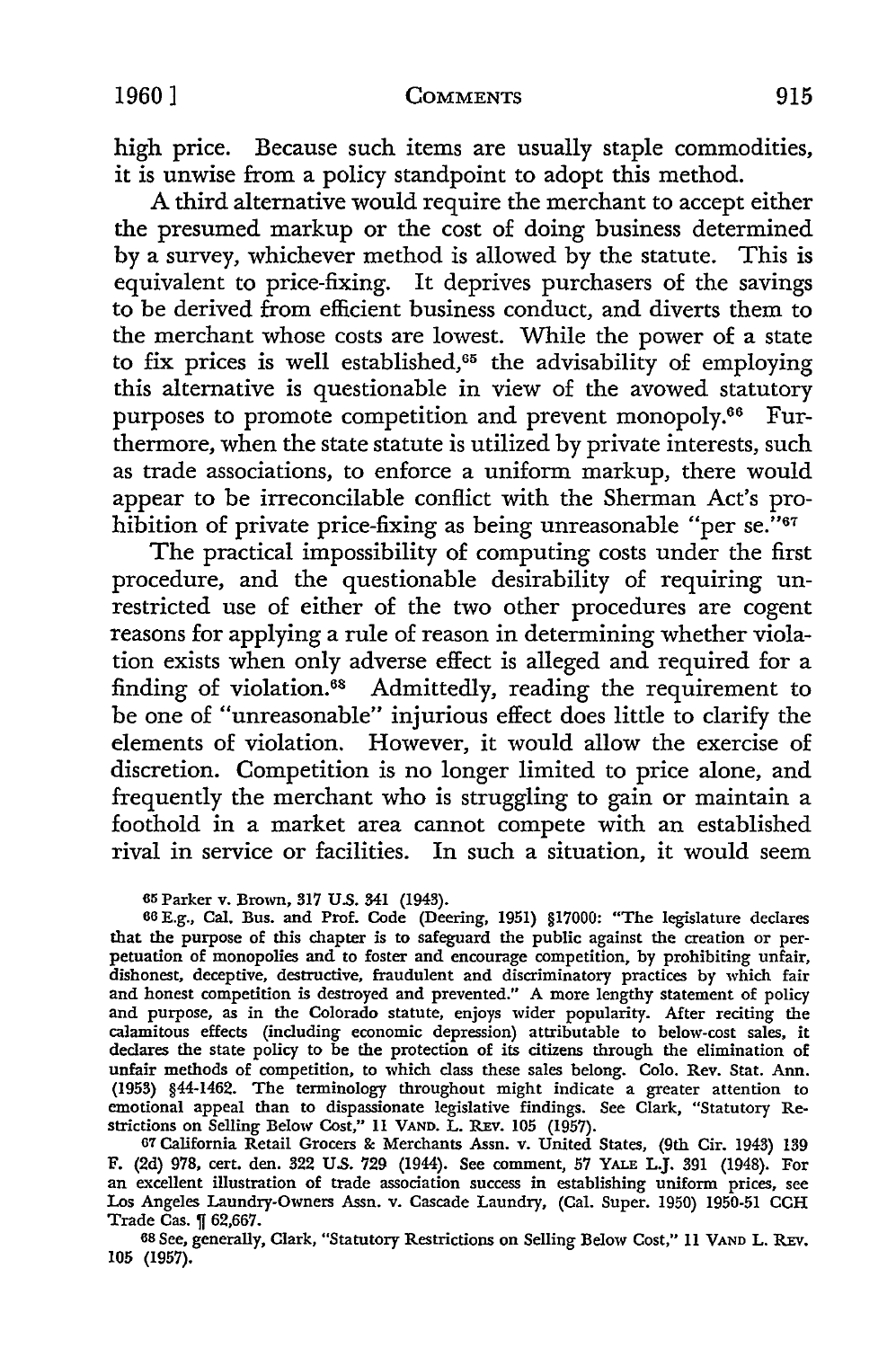high price. Because such items are usually staple commodities, it is unwise from a policy standpoint to adopt this method.

A third alternative would require the merchant to accept either the presumed markup or the cost of doing business determined by a survey, whichever method is allowed by the statute. This is equivalent to price-fixing. It deprives purchasers of the savings to be derived from efficient business conduct, and diverts them to the merchant whose costs are lowest. While the power of a state to fix prices is well established,[65] the advisability of employing this alternative is questionable in view of the avowed statutory purposes to promote competition and prevent monopoly.[66] Furthermore, when the state statute is utilized by private interests, such as trade associations, to enforce a uniform markup, there would appear to be irreconcilable conflict with the Sherman Act's prohibition of private price-fixing as being unreasonable "per se."[67]

The practical impossibility of computing costs under the first procedure, and the questionable desirability of requiring unrestricted use of either of the two other procedures are cogent reasons for applying a rule of reason in determining whether violation exists when only adverse effect is alleged and required for a finding of violation.[68] Admittedly, reading the requirement to be one of "unreasonable" injurious effect does little to clarify the elements of violation. However, it would allow the exercise of discretion. Competition is no longer limited to price alone, and frequently the merchant who is struggling to gain or maintain a foothold in a market area cannot compete with an established rival in service or facilities. In such a situation, it would seem

---

[65] Parker v. Brown, 317 U.S. 341 (1943).

[66] E.g., Cal. Bus. and Prof. Code (Deering, 1951) §17000: "The legislature declares that the purpose of this chapter is to safeguard the public against the creation or perpetuation of monopolies and to foster and encourage competition, by prohibiting unfair, dishonest, deceptive, destructive, fraudulent and discriminatory practices by which fair and honest competition is destroyed and prevented." A more lengthy statement of policy and purpose, as in the Colorado statute, enjoys wider popularity. After reciting the calamitous effects (including economic depression) attributable to below-cost sales, it declares the state policy to be the protection of its citizens through the elimination of unfair methods of competition, to which class these sales belong. Colo. Rev. Stat. Ann. (1953) §44-1462. The terminology throughout might indicate a greater attention to emotional appeal than to dispassionate legislative findings. See Clark, "Statutory Restrictions on Selling Below Cost," 11 VAND. L. REV. 105 (1957).

[67] California Retail Grocers & Merchants Assn. v. United States, (9th Cir. 1943) 139 F. (2d) 978, cert. den. 322 U.S. 729 (1944). See comment, 57 YALE L.J. 391 (1948). For an excellent illustration of trade association success in establishing uniform prices, see Los Angeles Laundry-Owners Assn. v. Cascade Laundry, (Cal. Super. 1950) 1950-51 CCH Trade Cas. ¶ 62,667.

[68] See, generally, Clark, "Statutory Restrictions on Selling Below Cost," 11 VAND L. REV. 105 (1957).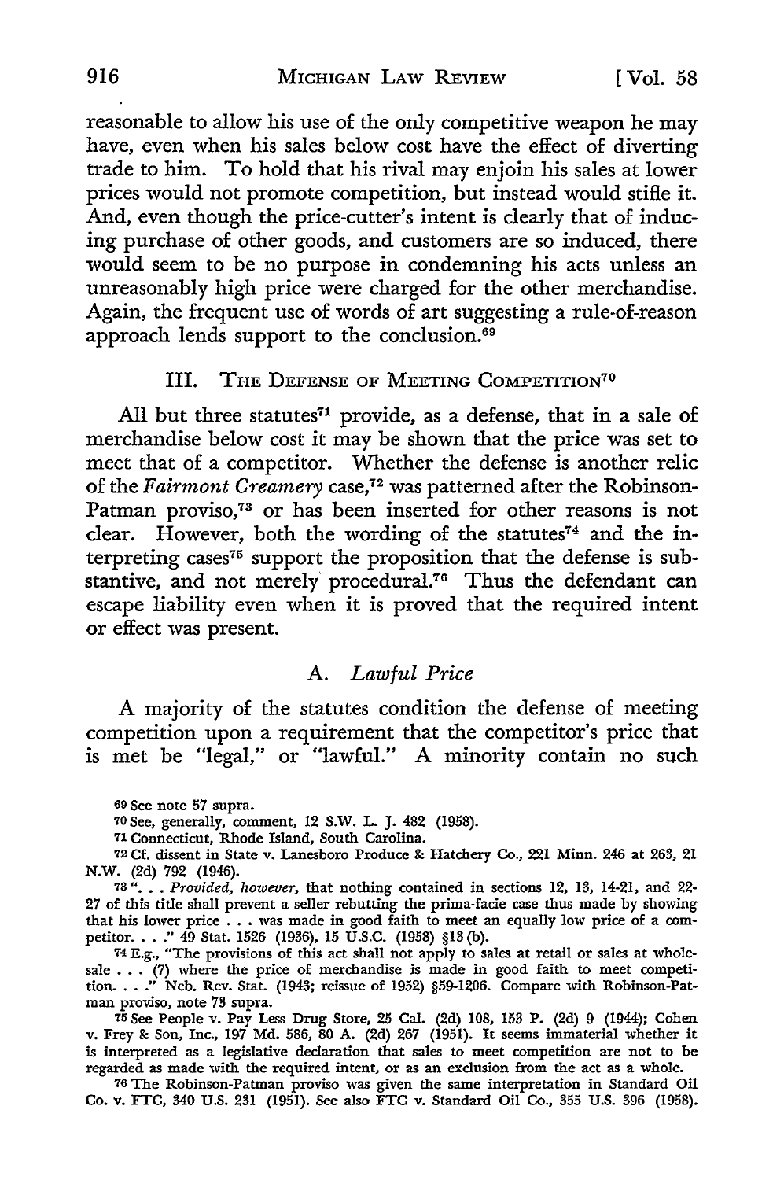reasonable to allow his use of the only competitive weapon he may have, even when his sales below cost have the effect of diverting trade to him. To hold that his rival may enjoin his sales at lower prices would not promote competition, but instead would stifle it. And, even though the price-cutter's intent is clearly that of inducing purchase of other goods, and customers are so induced, there would seem to be no purpose in condemning his acts unless an unreasonably high price were charged for the other merchandise. Again, the frequent use of words of art suggesting a rule-of-reason approach lends support to the conclusion.[69]

## III. The Defense of Meeting Competition[70]

All but three statutes[71] provide, as a defense, that in a sale of merchandise below cost it may be shown that the price was set to meet that of a competitor. Whether the defense is another relic of the *Fairmont Creamery* case,[72] was patterned after the Robinson-Patman proviso,[73] or has been inserted for other reasons is not clear. However, both the wording of the statutes[74] and the interpreting cases[75] support the proposition that the defense is substantive, and not merely procedural.[76] Thus the defendant can escape liability even when it is proved that the required intent or effect was present.

### A. *Lawful Price*

A majority of the statutes condition the defense of meeting competition upon a requirement that the competitor's price that is met be "legal," or "lawful." A minority contain no such

---

69 See note 57 supra.

70 See, generally, comment, 12 S.W. L. J. 482 (1958).

71 Connecticut, Rhode Island, South Carolina.

72 Cf. dissent in State v. Lanesboro Produce & Hatchery Co., 221 Minn. 246 at 263, 21 N.W. (2d) 792 (1946).

73 ". . . *Provided, however,* that nothing contained in sections 12, 13, 14-21, and 22-27 of this title shall prevent a seller rebutting the prima-facie case thus made by showing that his lower price . . . was made in good faith to meet an equally low price of a competitor. . . ." 49 Stat. 1526 (1936), 15 U.S.C. (1958) §13 (b).

74 E.g., "The provisions of this act shall not apply to sales at retail or sales at wholesale . . . (7) where the price of merchandise is made in good faith to meet competition. . . ." Neb. Rev. Stat. (1943; reissue of 1952) §59-1206. Compare with Robinson-Patman proviso, note 73 supra.

75 See People v. Pay Less Drug Store, 25 Cal. (2d) 108, 153 P. (2d) 9 (1944); Cohen v. Frey & Son, Inc., 197 Md. 586, 80 A. (2d) 267 (1951). It seems immaterial whether it is interpreted as a legislative declaration that sales to meet competition are not to be regarded as made with the required intent, or as an exclusion from the act as a whole.

76 The Robinson-Patman proviso was given the same interpretation in Standard Oil Co. v. FTC, 340 U.S. 231 (1951). See also FTC v. Standard Oil Co., 355 U.S. 396 (1958).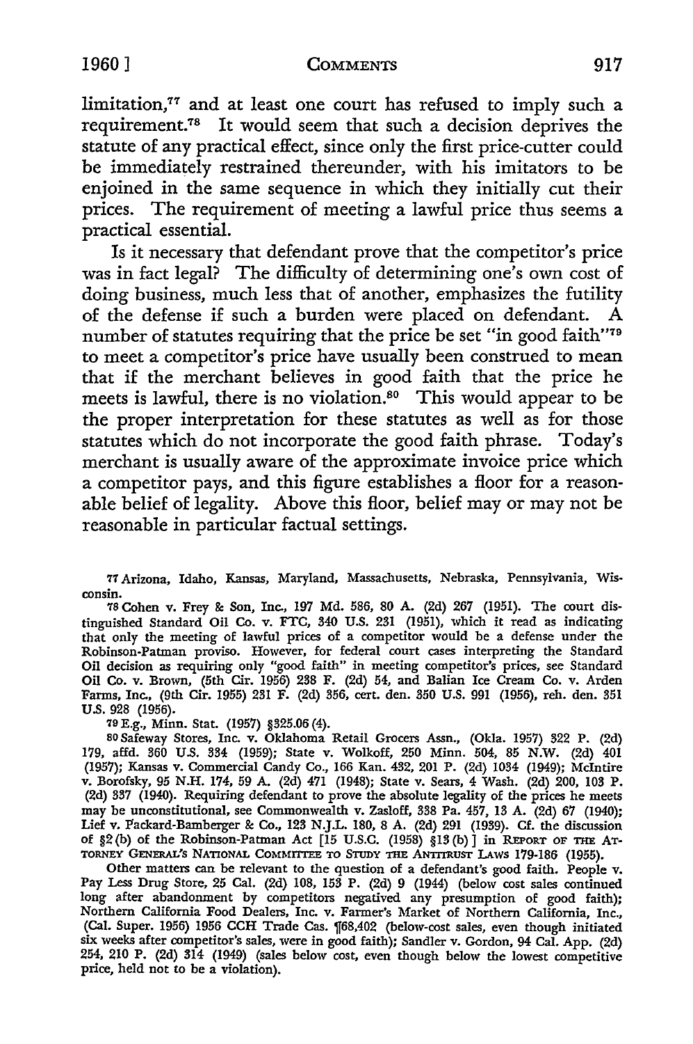limitation,[77] and at least one court has refused to imply such a requirement.[78] It would seem that such a decision deprives the statute of any practical effect, since only the first price-cutter could be immediately restrained thereunder, with his imitators to be enjoined in the same sequence in which they initially cut their prices. The requirement of meeting a lawful price thus seems a practical essential.

Is it necessary that defendant prove that the competitor's price was in fact legal? The difficulty of determining one's own cost of doing business, much less that of another, emphasizes the futility of the defense if such a burden were placed on defendant. A number of statutes requiring that the price be set "in good faith"[79] to meet a competitor's price have usually been construed to mean that if the merchant believes in good faith that the price he meets is lawful, there is no violation.[80] This would appear to be the proper interpretation for these statutes as well as for those statutes which do not incorporate the good faith phrase. Today's merchant is usually aware of the approximate invoice price which a competitor pays, and this figure establishes a floor for a reasonable belief of legality. Above this floor, belief may or may not be reasonable in particular factual settings.

---

77 Arizona, Idaho, Kansas, Maryland, Massachusetts, Nebraska, Pennsylvania, Wisconsin.

78 Cohen v. Frey & Son, Inc., 197 Md. 586, 80 A. (2d) 267 (1951). The court distinguished Standard Oil Co. v. FTC, 340 U.S. 231 (1951), which it read as indicating that only the meeting of lawful prices of a competitor would be a defense under the Robinson-Patman proviso. However, for federal court cases interpreting the Standard Oil decision as requiring only "good faith" in meeting competitor's prices, see Standard Oil Co. v. Brown, (5th Cir. 1956) 238 F. (2d) 54, and Balian Ice Cream Co. v. Arden Farms, Inc., (9th Cir. 1955) 231 F. (2d) 356, cert. den. 350 U.S. 991 (1956), reh. den. 351 U.S. 928 (1956).

79 E.g., Minn. Stat. (1957) §325.06 (4).

80 Safeway Stores, Inc. v. Oklahoma Retail Grocers Assn., (Okla. 1957) 322 P. (2d) 179, affd. 360 U.S. 334 (1959); State v. Wolkoff, 250 Minn. 504, 85 N.W. (2d) 401 (1957); Kansas v. Commercial Candy Co., 166 Kan. 432, 201 P. (2d) 1034 (1949); McIntire v. Borofsky, 95 N.H. 174, 59 A. (2d) 471 (1948); State v. Sears, 4 Wash. (2d) 200, 103 P. (2d) 337 (1940). Requiring defendant to prove the absolute legality of the prices he meets may be unconstitutional, see Commonwealth v. Zasloff, 338 Pa. 457, 13 A. (2d) 67 (1940); Lief v. Packard-Bamberger & Co., 123 N.J.L. 180, 8 A. (2d) 291 (1939). Cf. the discussion of §2 (b) of the Robinson-Patman Act [15 U.S.C. (1958) §13 (b)] in REPORT OF THE ATTORNEY GENERAL'S NATIONAL COMMITTEE TO STUDY THE ANTITRUST LAWS 179-186 (1955).

Other matters can be relevant to the question of a defendant's good faith. People v. Pay Less Drug Store, 25 Cal. (2d) 108, 153 P. (2d) 9 (1944) (below cost sales continued long after abandonment by competitors negatived any presumption of good faith); Northern California Food Dealers, Inc. v. Farmer's Market of Northern California, Inc., (Cal. Super. 1956) 1956 CCH Trade Cas. ¶68,402 (below-cost sales, even though initiated six weeks after competitor's sales, were in good faith); Sandler v. Gordon, 94 Cal. App. (2d) 254, 210 P. (2d) 314 (1949) (sales below cost, even though below the lowest competitive price, held not to be a violation).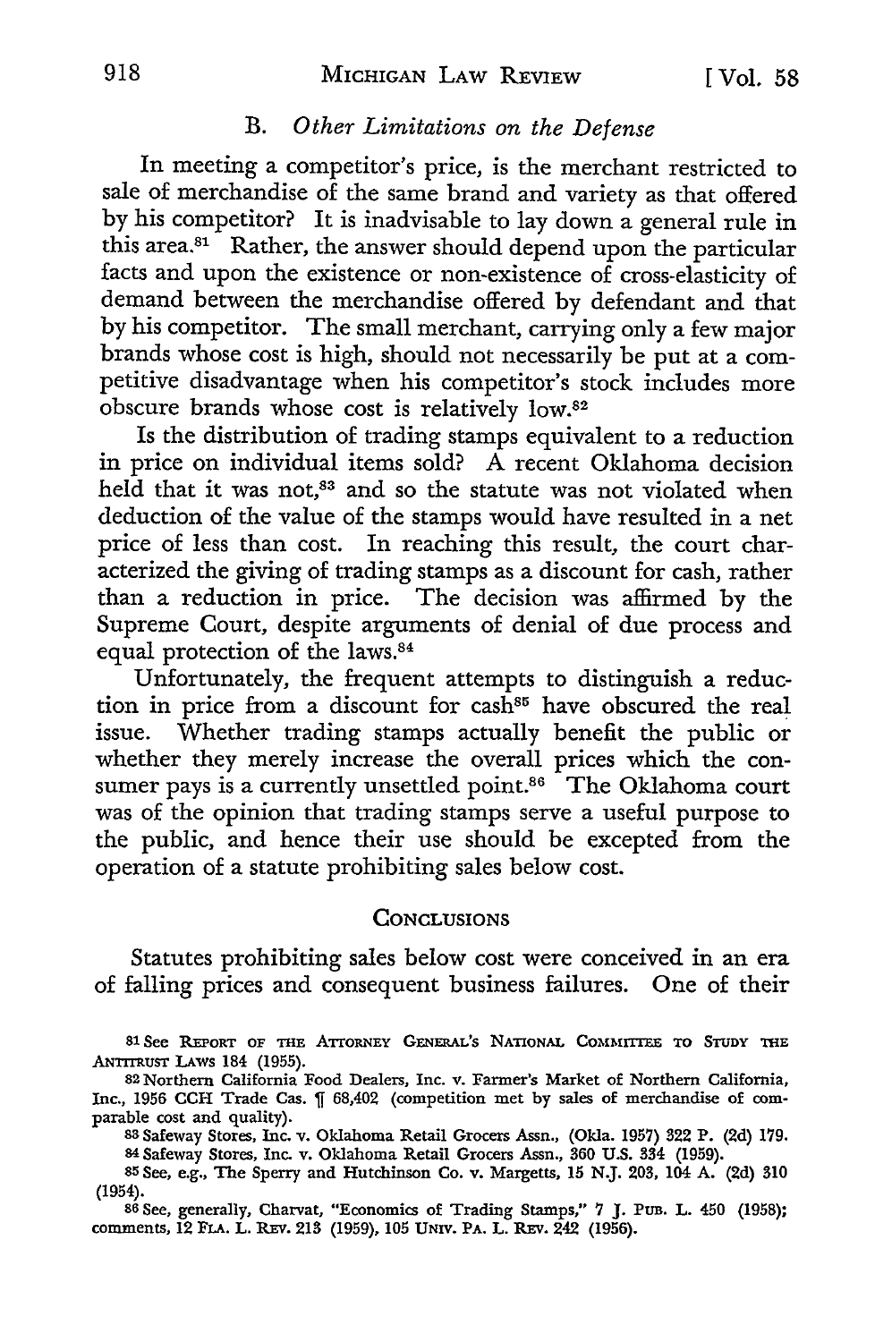### B. *Other Limitations on the Defense*

In meeting a competitor's price, is the merchant restricted to sale of merchandise of the same brand and variety as that offered by his competitor? It is inadvisable to lay down a general rule in this area.[81] Rather, the answer should depend upon the particular facts and upon the existence or non-existence of cross-elasticity of demand between the merchandise offered by defendant and that by his competitor. The small merchant, carrying only a few major brands whose cost is high, should not necessarily be put at a competitive disadvantage when his competitor's stock includes more obscure brands whose cost is relatively low.[82]

Is the distribution of trading stamps equivalent to a reduction in price on individual items sold? A recent Oklahoma decision held that it was not,[83] and so the statute was not violated when deduction of the value of the stamps would have resulted in a net price of less than cost. In reaching this result, the court characterized the giving of trading stamps as a discount for cash, rather than a reduction in price. The decision was affirmed by the Supreme Court, despite arguments of denial of due process and equal protection of the laws.[84]

Unfortunately, the frequent attempts to distinguish a reduction in price from a discount for cash[85] have obscured the real issue. Whether trading stamps actually benefit the public or whether they merely increase the overall prices which the consumer pays is a currently unsettled point.[86] The Oklahoma court was of the opinion that trading stamps serve a useful purpose to the public, and hence their use should be excepted from the operation of a statute prohibiting sales below cost.

### CONCLUSIONS

Statutes prohibiting sales below cost were conceived in an era of falling prices and consequent business failures. One of their

---

[81] See REPORT OF THE ATTORNEY GENERAL'S NATIONAL COMMITTEE TO STUDY THE ANTITRUST LAWS 184 (1955).

[82] Northern California Food Dealers, Inc. v. Farmer's Market of Northern California, Inc., 1956 CCH Trade Cas. ¶ 68,402 (competition met by sales of merchandise of comparable cost and quality).

[83] Safeway Stores, Inc. v. Oklahoma Retail Grocers Assn., (Okla. 1957) 322 P. (2d) 179.

[84] Safeway Stores, Inc. v. Oklahoma Retail Grocers Assn., 360 U.S. 334 (1959).

[85] See, e.g., The Sperry and Hutchinson Co. v. Margetts, 15 N.J. 203, 104 A. (2d) 310 (1954).

[86] See, generally, Charvat, "Economics of Trading Stamps," 7 J. PUB. L. 450 (1958); comments, 12 FLA. L. REV. 213 (1959), 105 UNIV. PA. L. REV. 242 (1956).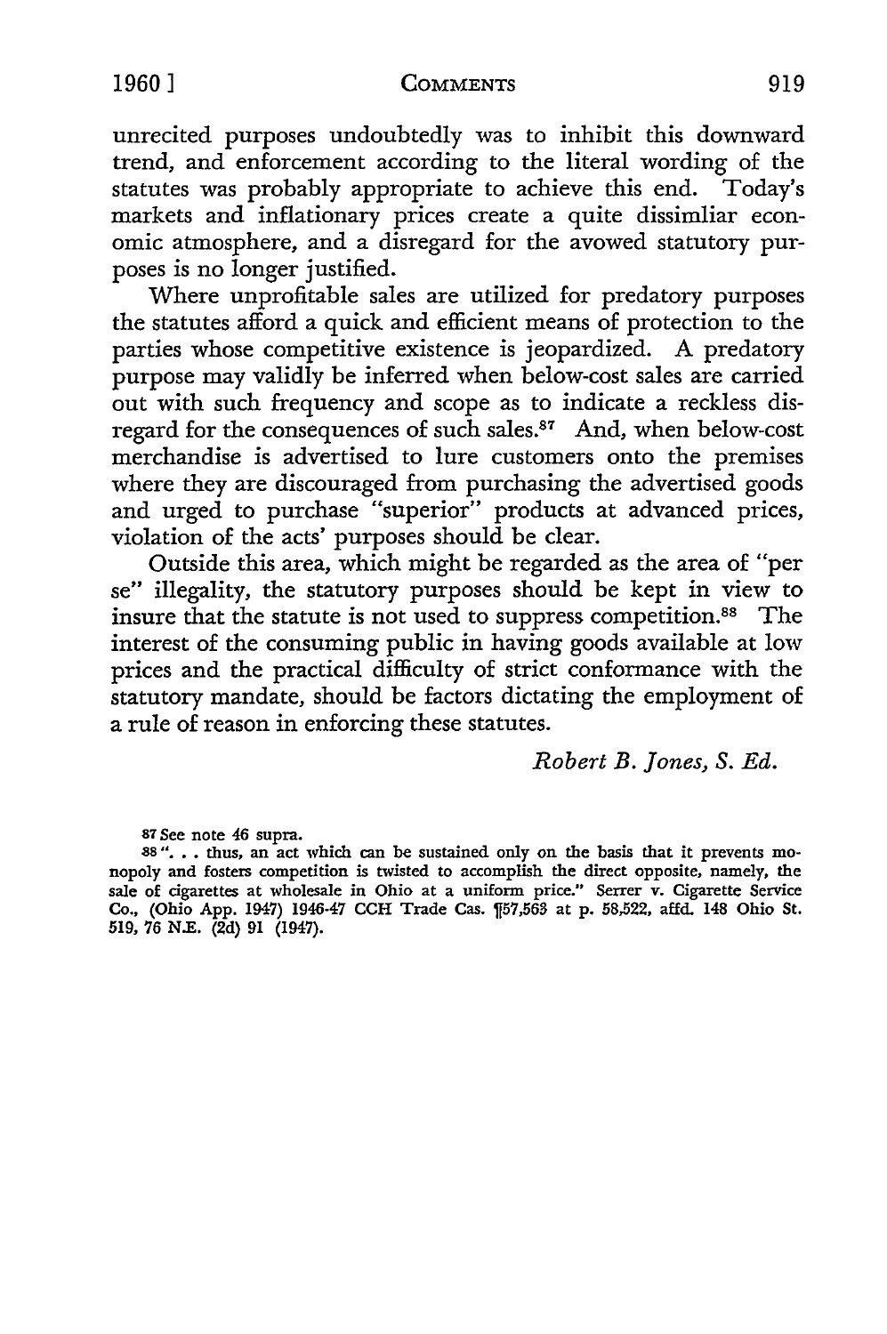unrecited purposes undoubtedly was to inhibit this downward trend, and enforcement according to the literal wording of the statutes was probably appropriate to achieve this end. Today's markets and inflationary prices create a quite dissimliar economic atmosphere, and a disregard for the avowed statutory purposes is no longer justified.

Where unprofitable sales are utilized for predatory purposes the statutes afford a quick and efficient means of protection to the parties whose competitive existence is jeopardized. A predatory purpose may validly be inferred when below-cost sales are carried out with such frequency and scope as to indicate a reckless disregard for the consequences of such sales.[87] And, when below-cost merchandise is advertised to lure customers onto the premises where they are discouraged from purchasing the advertised goods and urged to purchase "superior" products at advanced prices, violation of the acts' purposes should be clear.

Outside this area, which might be regarded as the area of "per se" illegality, the statutory purposes should be kept in view to insure that the statute is not used to suppress competition.[88] The interest of the consuming public in having goods available at low prices and the practical difficulty of strict conformance with the statutory mandate, should be factors dictating the employment of a rule of reason in enforcing these statutes.

*Robert B. Jones, S. Ed.*

---

[87] See note 46 supra.

[88] ". . . thus, an act which can be sustained only on the basis that it prevents monopoly and fosters competition is twisted to accomplish the direct opposite, namely, the sale of cigarettes at wholesale in Ohio at a uniform price." Serrer v. Cigarette Service Co., (Ohio App. 1947) 1946-47 CCH Trade Cas. ¶57,563 at p. 58,522, affd. 148 Ohio St. 519, 76 N.E. (2d) 91 (1947).